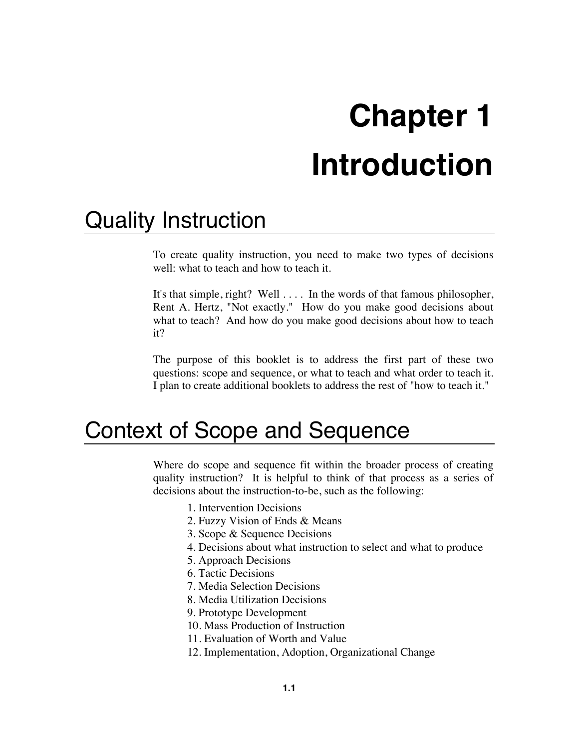# Chapter 1

# Introduction

## Quality Instruction

To create quality instruction, you need to make two types of decisions well: what to teach and how to teach it.

It's that simple, right? Well . . . . In the words of that famous philosopher, Rent A. Hertz, "Not exactly." How do you make good decisions about what to teach? And how do you make good decisions about how to teach it?

The purpose of this booklet is to address the first part of these two questions: scope and sequence, or what to teach and what order to teach it. I plan to create additional booklets to address the rest of "how to teach it."

## Context of Scope and Sequence

Where do scope and sequence fit within the broader process of creating quality instruction? It is helpful to think of that process as a series of decisions about the instruction-to-be, such as the following:

1. Intervention Decisions
2. Fuzzy Vision of Ends & Means
3. Scope & Sequence Decisions
4. Decisions about what instruction to select and what to produce
5. Approach Decisions
6. Tactic Decisions
7. Media Selection Decisions
8. Media Utilization Decisions
9. Prototype Development
10. Mass Production of Instruction
11. Evaluation of Worth and Value
12. Implementation, Adoption, Organizational Change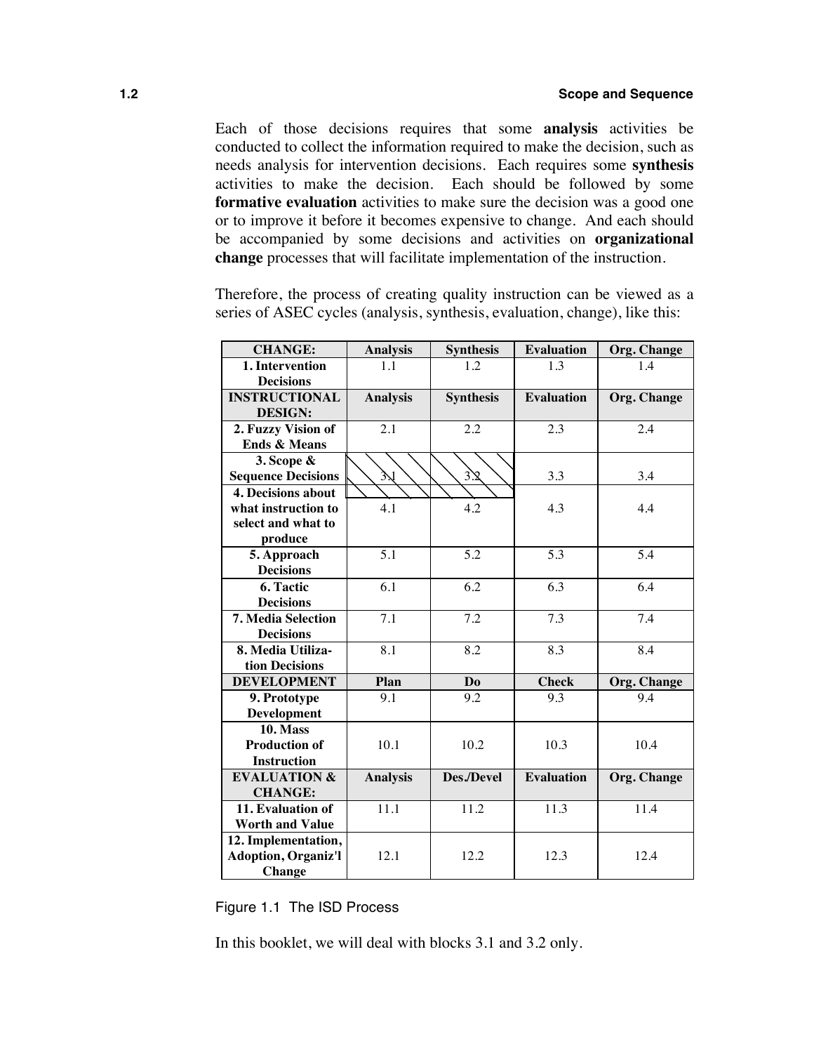Each of those decisions requires that some **analysis** activities be conducted to collect the information required to make the decision, such as needs analysis for intervention decisions. Each requires some **synthesis** activities to make the decision. Each should be followed by some **formative evaluation** activities to make sure the decision was a good one or to improve it before it becomes expensive to change. And each should be accompanied by some decisions and activities on **organizational change** processes that will facilitate implementation of the instruction.

Therefore, the process of creating quality instruction can be viewed as a series of ASEC cycles (analysis, synthesis, evaluation, change), like this:

| **CHANGE:** | **Analysis** | **Synthesis** | **Evaluation** | **Org. Change** |
|---|---|---|---|---|
| **1. Intervention Decisions** | 1.1 | 1.2 | 1.3 | 1.4 |
| **INSTRUCTIONAL DESIGN:** | **Analysis** | **Synthesis** | **Evaluation** | **Org. Change** |
| **2. Fuzzy Vision of Ends & Means** | 2.1 | 2.2 | 2.3 | 2.4 |
| **3. Scope & Sequence Decisions** | 3.1 | 3.2 | 3.3 | 3.4 |
| **4. Decisions about what instruction to select and what to produce** | 4.1 | 4.2 | 4.3 | 4.4 |
| **5. Approach Decisions** | 5.1 | 5.2 | 5.3 | 5.4 |
| **6. Tactic Decisions** | 6.1 | 6.2 | 6.3 | 6.4 |
| **7. Media Selection Decisions** | 7.1 | 7.2 | 7.3 | 7.4 |
| **8. Media Utilization Decisions** | 8.1 | 8.2 | 8.3 | 8.4 |
| **DEVELOPMENT** | **Plan** | **Do** | **Check** | **Org. Change** |
| **9. Prototype Development** | 9.1 | 9.2 | 9.3 | 9.4 |
| **10. Mass Production of Instruction** | 10.1 | 10.2 | 10.3 | 10.4 |
| **EVALUATION & CHANGE:** | **Analysis** | **Des./Devel** | **Evaluation** | **Org. Change** |
| **11. Evaluation of Worth and Value** | 11.1 | 11.2 | 11.3 | 11.4 |
| **12. Implementation, Adoption, Organiz'l Change** | 12.1 | 12.2 | 12.3 | 12.4 |

Figure 1.1 The ISD Process

In this booklet, we will deal with blocks 3.1 and 3.2 only.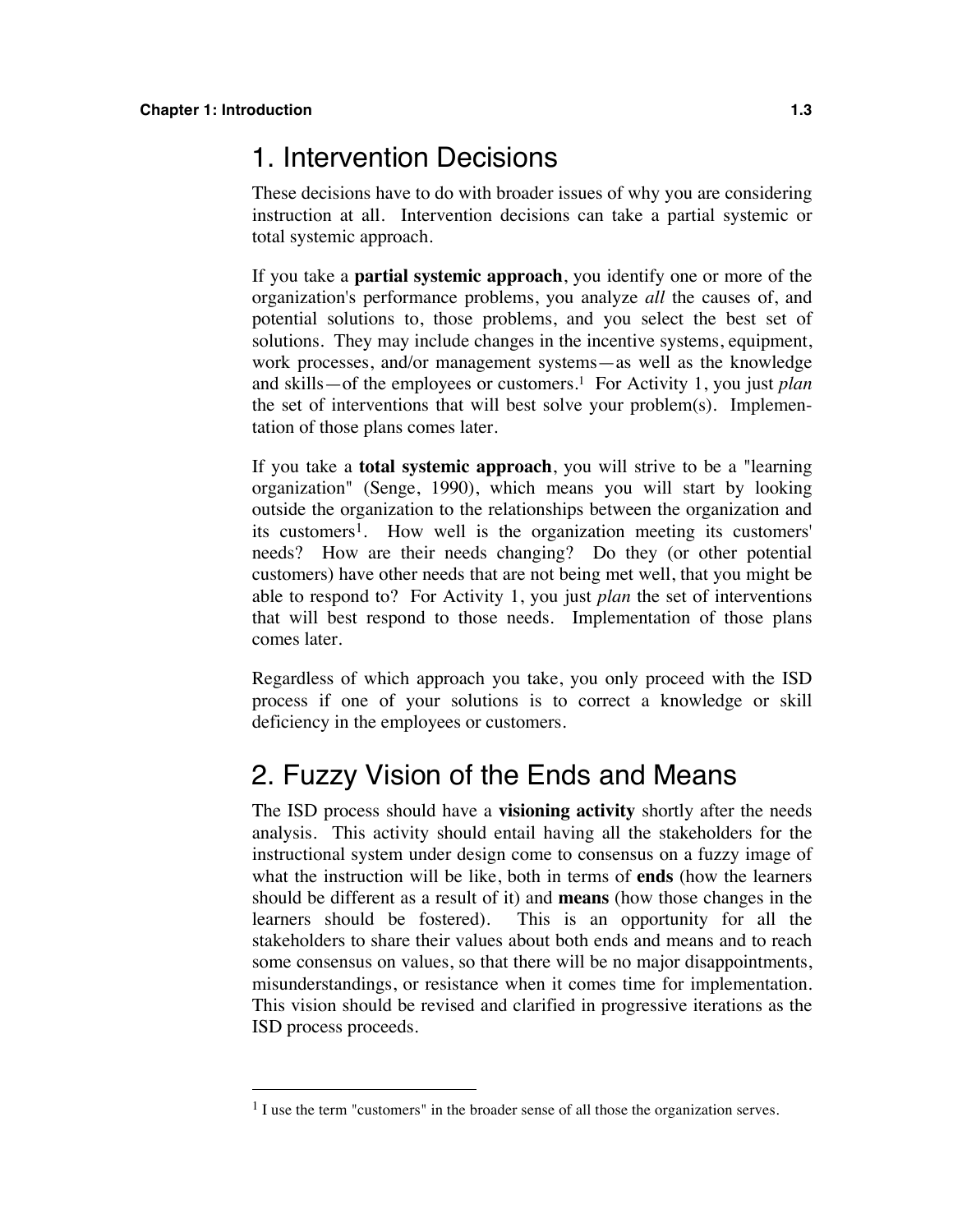## 1. Intervention Decisions

These decisions have to do with broader issues of why you are considering instruction at all. Intervention decisions can take a partial systemic or total systemic approach.

If you take a **partial systemic approach**, you identify one or more of the organization's performance problems, you analyze *all* the causes of, and potential solutions to, those problems, and you select the best set of solutions. They may include changes in the incentive systems, equipment, work processes, and/or management systems—as well as the knowledge and skills—of the employees or customers.[1] For Activity 1, you just *plan* the set of interventions that will best solve your problem(s). Implementation of those plans comes later.

If you take a **total systemic approach**, you will strive to be a "learning organization" (Senge, 1990), which means you will start by looking outside the organization to the relationships between the organization and its customers[1]. How well is the organization meeting its customers' needs? How are their needs changing? Do they (or other potential customers) have other needs that are not being met well, that you might be able to respond to? For Activity 1, you just *plan* the set of interventions that will best respond to those needs. Implementation of those plans comes later.

Regardless of which approach you take, you only proceed with the ISD process if one of your solutions is to correct a knowledge or skill deficiency in the employees or customers.

## 2. Fuzzy Vision of the Ends and Means

The ISD process should have a **visioning activity** shortly after the needs analysis. This activity should entail having all the stakeholders for the instructional system under design come to consensus on a fuzzy image of what the instruction will be like, both in terms of **ends** (how the learners should be different as a result of it) and **means** (how those changes in the learners should be fostered). This is an opportunity for all the stakeholders to share their values about both ends and means and to reach some consensus on values, so that there will be no major disappointments, misunderstandings, or resistance when it comes time for implementation. This vision should be revised and clarified in progressive iterations as the ISD process proceeds.

---

[1] I use the term "customers" in the broader sense of all those the organization serves.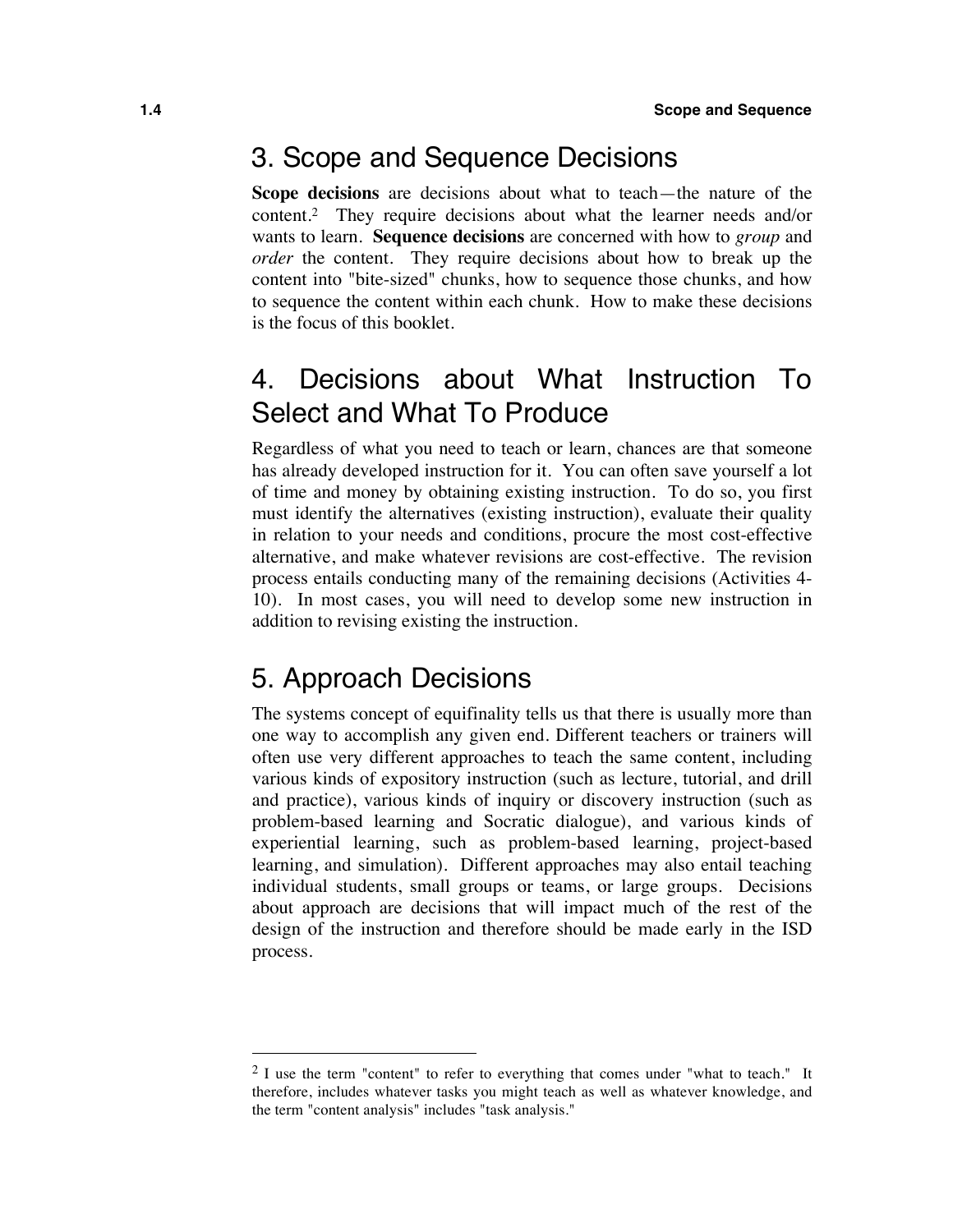## 3. Scope and Sequence Decisions

**Scope decisions** are decisions about what to teach—the nature of the content.[2] They require decisions about what the learner needs and/or wants to learn. **Sequence decisions** are concerned with how to *group* and *order* the content. They require decisions about how to break up the content into "bite-sized" chunks, how to sequence those chunks, and how to sequence the content within each chunk. How to make these decisions is the focus of this booklet.

## 4. Decisions about What Instruction To Select and What To Produce

Regardless of what you need to teach or learn, chances are that someone has already developed instruction for it. You can often save yourself a lot of time and money by obtaining existing instruction. To do so, you first must identify the alternatives (existing instruction), evaluate their quality in relation to your needs and conditions, procure the most cost-effective alternative, and make whatever revisions are cost-effective. The revision process entails conducting many of the remaining decisions (Activities 4-10). In most cases, you will need to develop some new instruction in addition to revising existing the instruction.

## 5. Approach Decisions

The systems concept of equifinality tells us that there is usually more than one way to accomplish any given end. Different teachers or trainers will often use very different approaches to teach the same content, including various kinds of expository instruction (such as lecture, tutorial, and drill and practice), various kinds of inquiry or discovery instruction (such as problem-based learning and Socratic dialogue), and various kinds of experiential learning, such as problem-based learning, project-based learning, and simulation). Different approaches may also entail teaching individual students, small groups or teams, or large groups. Decisions about approach are decisions that will impact much of the rest of the design of the instruction and therefore should be made early in the ISD process.

---

[2] I use the term "content" to refer to everything that comes under "what to teach." It therefore, includes whatever tasks you might teach as well as whatever knowledge, and the term "content analysis" includes "task analysis."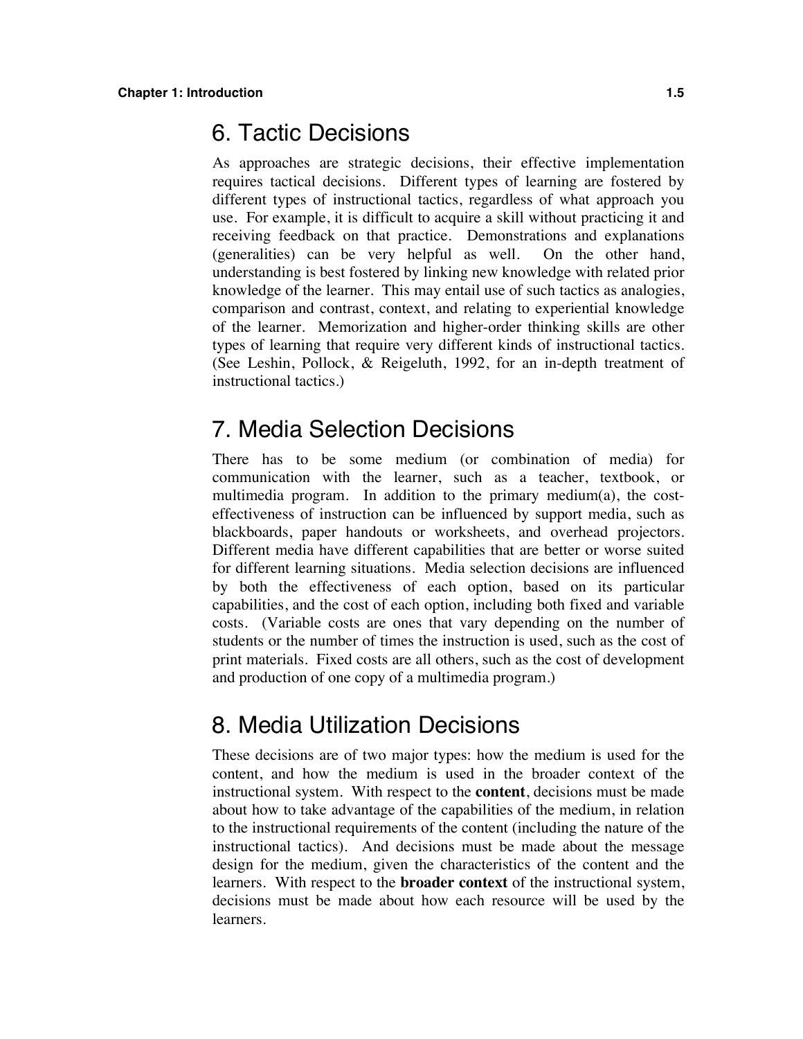## 6. Tactic Decisions

As approaches are strategic decisions, their effective implementation requires tactical decisions. Different types of learning are fostered by different types of instructional tactics, regardless of what approach you use. For example, it is difficult to acquire a skill without practicing it and receiving feedback on that practice. Demonstrations and explanations (generalities) can be very helpful as well. On the other hand, understanding is best fostered by linking new knowledge with related prior knowledge of the learner. This may entail use of such tactics as analogies, comparison and contrast, context, and relating to experiential knowledge of the learner. Memorization and higher-order thinking skills are other types of learning that require very different kinds of instructional tactics. (See Leshin, Pollock, & Reigeluth, 1992, for an in-depth treatment of instructional tactics.)

## 7. Media Selection Decisions

There has to be some medium (or combination of media) for communication with the learner, such as a teacher, textbook, or multimedia program. In addition to the primary medium(a), the cost-effectiveness of instruction can be influenced by support media, such as blackboards, paper handouts or worksheets, and overhead projectors. Different media have different capabilities that are better or worse suited for different learning situations. Media selection decisions are influenced by both the effectiveness of each option, based on its particular capabilities, and the cost of each option, including both fixed and variable costs. (Variable costs are ones that vary depending on the number of students or the number of times the instruction is used, such as the cost of print materials. Fixed costs are all others, such as the cost of development and production of one copy of a multimedia program.)

## 8. Media Utilization Decisions

These decisions are of two major types: how the medium is used for the content, and how the medium is used in the broader context of the instructional system. With respect to the **content**, decisions must be made about how to take advantage of the capabilities of the medium, in relation to the instructional requirements of the content (including the nature of the instructional tactics). And decisions must be made about the message design for the medium, given the characteristics of the content and the learners. With respect to the **broader context** of the instructional system, decisions must be made about how each resource will be used by the learners.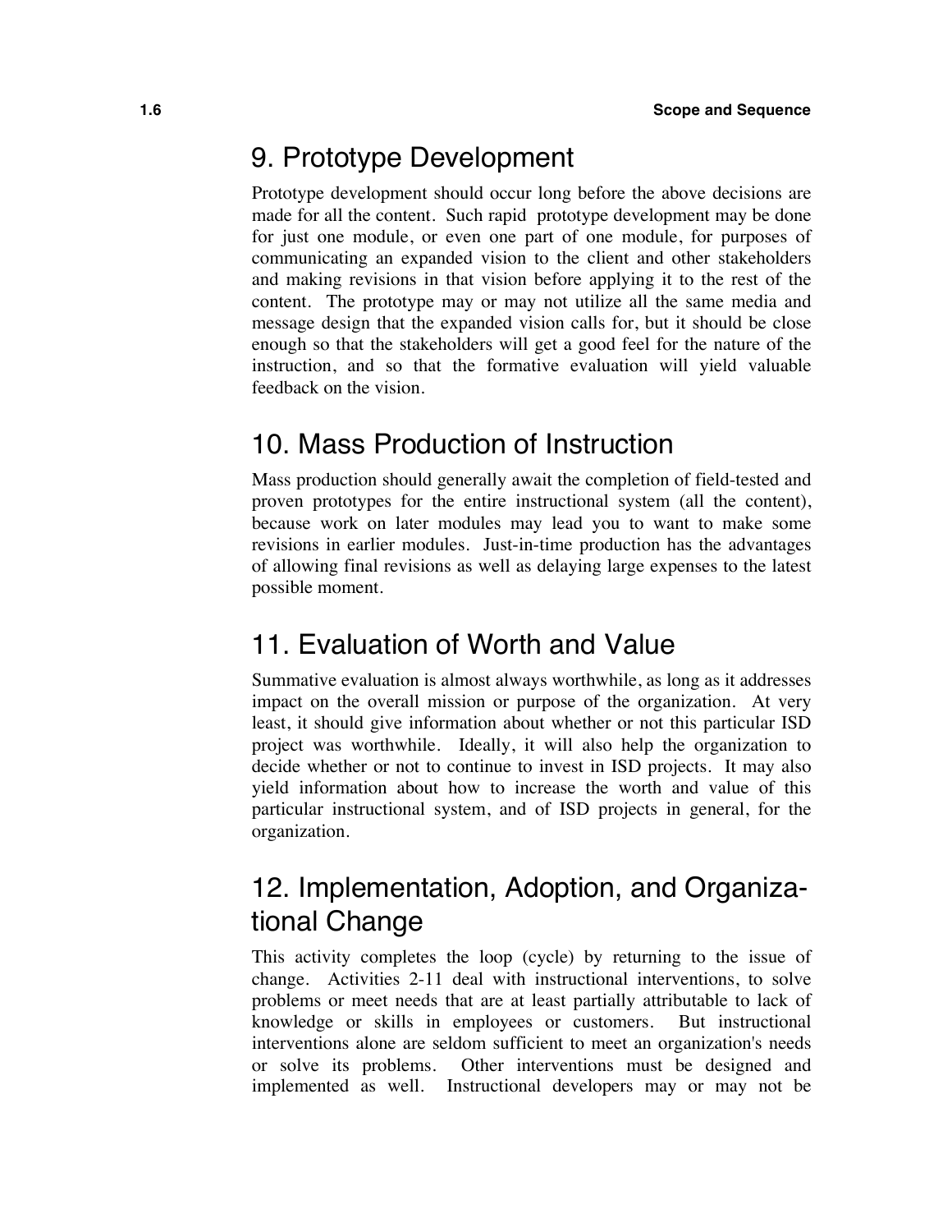## 9. Prototype Development

Prototype development should occur long before the above decisions are made for all the content. Such rapid prototype development may be done for just one module, or even one part of one module, for purposes of communicating an expanded vision to the client and other stakeholders and making revisions in that vision before applying it to the rest of the content. The prototype may or may not utilize all the same media and message design that the expanded vision calls for, but it should be close enough so that the stakeholders will get a good feel for the nature of the instruction, and so that the formative evaluation will yield valuable feedback on the vision.

## 10. Mass Production of Instruction

Mass production should generally await the completion of field-tested and proven prototypes for the entire instructional system (all the content), because work on later modules may lead you to want to make some revisions in earlier modules. Just-in-time production has the advantages of allowing final revisions as well as delaying large expenses to the latest possible moment.

## 11. Evaluation of Worth and Value

Summative evaluation is almost always worthwhile, as long as it addresses impact on the overall mission or purpose of the organization. At very least, it should give information about whether or not this particular ISD project was worthwhile. Ideally, it will also help the organization to decide whether or not to continue to invest in ISD projects. It may also yield information about how to increase the worth and value of this particular instructional system, and of ISD projects in general, for the organization.

## 12. Implementation, Adoption, and Organizational Change

This activity completes the loop (cycle) by returning to the issue of change. Activities 2-11 deal with instructional interventions, to solve problems or meet needs that are at least partially attributable to lack of knowledge or skills in employees or customers. But instructional interventions alone are seldom sufficient to meet an organization's needs or solve its problems. Other interventions must be designed and implemented as well. Instructional developers may or may not be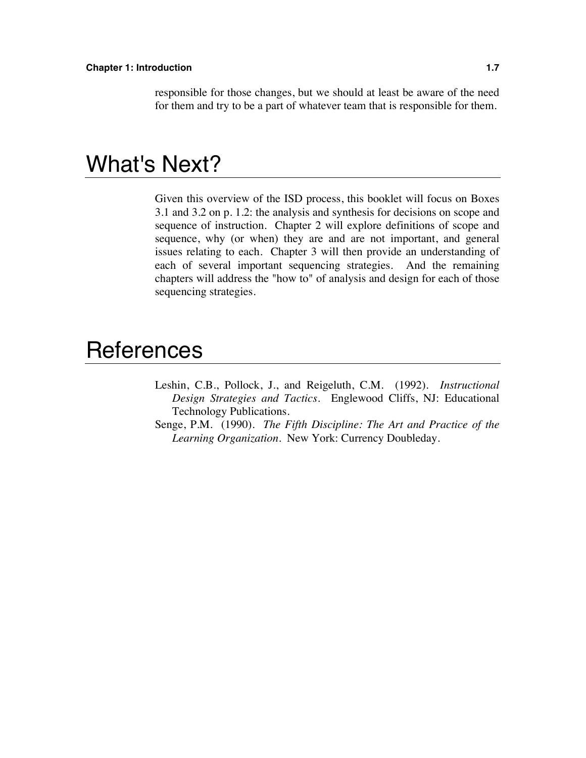responsible for those changes, but we should at least be aware of the need for them and try to be a part of whatever team that is responsible for them.

# What's Next?

Given this overview of the ISD process, this booklet will focus on Boxes 3.1 and 3.2 on p. 1.2: the analysis and synthesis for decisions on scope and sequence of instruction. Chapter 2 will explore definitions of scope and sequence, why (or when) they are and are not important, and general issues relating to each. Chapter 3 will then provide an understanding of each of several important sequencing strategies. And the remaining chapters will address the "how to" of analysis and design for each of those sequencing strategies.

# References

Leshin, C.B., Pollock, J., and Reigeluth, C.M. (1992). *Instructional Design Strategies and Tactics*. Englewood Cliffs, NJ: Educational Technology Publications.

Senge, P.M. (1990). *The Fifth Discipline: The Art and Practice of the Learning Organization*. New York: Currency Doubleday.